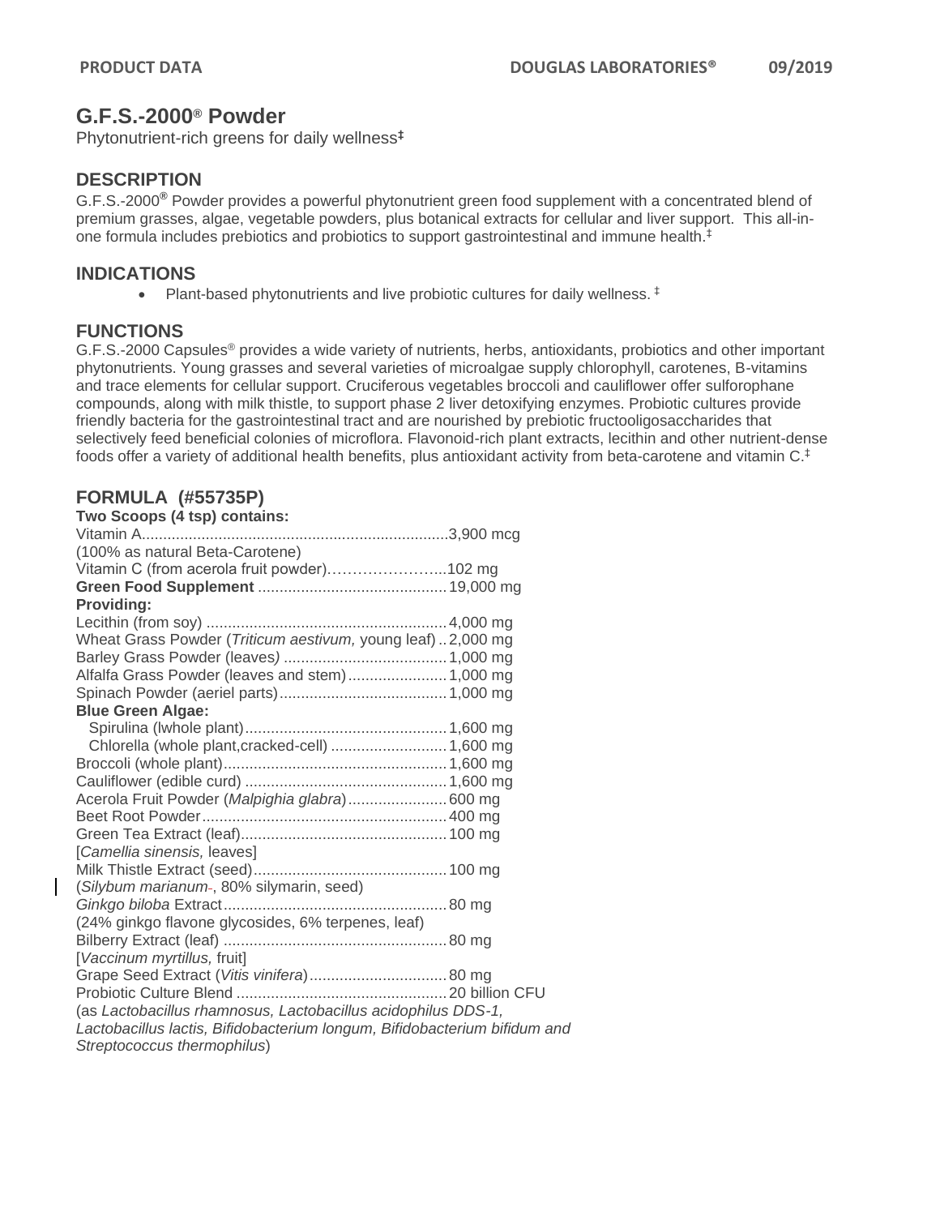**PRODUCT DATA** **DOUGLAS LABORATORIES®** **09/2019**

# G.F.S.-2000® Powder

Phytonutrient-rich greens for daily wellness‡

## DESCRIPTION

G.F.S.-2000® Powder provides a powerful phytonutrient green food supplement with a concentrated blend of premium grasses, algae, vegetable powders, plus botanical extracts for cellular and liver support. This all-in-one formula includes prebiotics and probiotics to support gastrointestinal and immune health.‡

## INDICATIONS

- Plant-based phytonutrients and live probiotic cultures for daily wellness. ‡

## FUNCTIONS

G.F.S.-2000 Capsules® provides a wide variety of nutrients, herbs, antioxidants, probiotics and other important phytonutrients. Young grasses and several varieties of microalgae supply chlorophyll, carotenes, B-vitamins and trace elements for cellular support. Cruciferous vegetables broccoli and cauliflower offer sulforophane compounds, along with milk thistle, to support phase 2 liver detoxifying enzymes. Probiotic cultures provide friendly bacteria for the gastrointestinal tract and are nourished by prebiotic fructooligosaccharides that selectively feed beneficial colonies of microflora. Flavonoid-rich plant extracts, lecithin and other nutrient-dense foods offer a variety of additional health benefits, plus antioxidant activity from beta-carotene and vitamin C.‡

## FORMULA (#55735P)

**Two Scoops (4 tsp) contains:**

| | |
|---|---|
| Vitamin A | 3,900 mcg |
| (100% as natural Beta-Carotene) | |
| Vitamin C (from acerola fruit powder) | 102 mg |
| **Green Food Supplement** | 19,000 mg |
| **Providing:** | |
| Lecithin (from soy) | 4,000 mg |
| Wheat Grass Powder (*Triticum aestivum,* young leaf) | 2,000 mg |
| Barley Grass Powder (leaves) | 1,000 mg |
| Alfalfa Grass Powder (leaves and stem) | 1,000 mg |
| Spinach Powder (aeriel parts) | 1,000 mg |
| **Blue Green Algae:** | |
| Spirulina (lwhole plant) | 1,600 mg |
| Chlorella (whole plant,cracked-cell) | 1,600 mg |
| Broccoli (whole plant) | 1,600 mg |
| Cauliflower (edible curd) | 1,600 mg |
| Acerola Fruit Powder (*Malpighia glabra*) | 600 mg |
| Beet Root Powder | 400 mg |
| Green Tea Extract (leaf) | 100 mg |
| [*Camellia sinensis,* leaves] | |
| Milk Thistle Extract (seed) | 100 mg |
| (*Silybum marianum*, 80% silymarin, seed) | |
| *Ginkgo biloba* Extract | 80 mg |
| (24% ginkgo flavone glycosides, 6% terpenes, leaf) | |
| Bilberry Extract (leaf) | 80 mg |
| [*Vaccinum myrtillus,* fruit] | |
| Grape Seed Extract (*Vitis vinifera*) | 80 mg |
| Probiotic Culture Blend | 20 billion CFU |
| (as *Lactobacillus rhamnosus, Lactobacillus acidophilus DDS-1, Lactobacillus lactis, Bifidobacterium longum, Bifidobacterium bifidum and Streptococcus thermophilus*) | |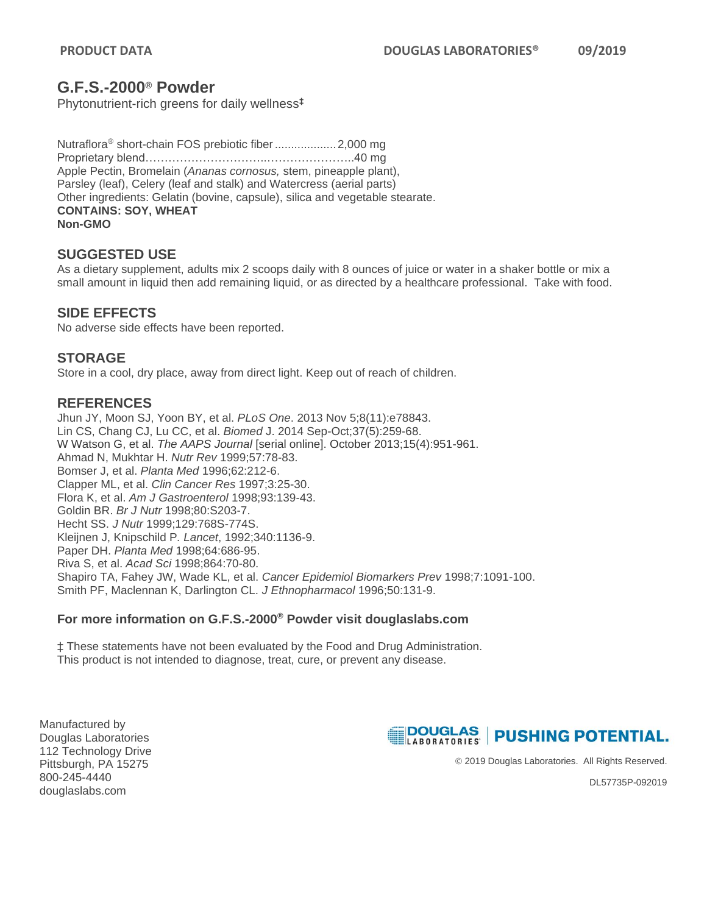# G.F.S.-2000® Powder

Phytonutrient-rich greens for daily wellness‡

Nutraflora® short-chain FOS prebiotic fiber .................. 2,000 mg
Proprietary blend…………………………..…………………..40 mg
Apple Pectin, Bromelain (*Ananas cornosus,* stem, pineapple plant), Parsley (leaf), Celery (leaf and stalk) and Watercress (aerial parts)
Other ingredients: Gelatin (bovine, capsule), silica and vegetable stearate.
**CONTAINS: SOY, WHEAT**
**Non-GMO**

## SUGGESTED USE

As a dietary supplement, adults mix 2 scoops daily with 8 ounces of juice or water in a shaker bottle or mix a small amount in liquid then add remaining liquid, or as directed by a healthcare professional. Take with food.

## SIDE EFFECTS

No adverse side effects have been reported.

## STORAGE

Store in a cool, dry place, away from direct light. Keep out of reach of children.

## REFERENCES

Jhun JY, Moon SJ, Yoon BY, et al. *PLoS One*. 2013 Nov 5;8(11):e78843.
Lin CS, Chang CJ, Lu CC, et al. *Biomed* J. 2014 Sep-Oct;37(5):259-68.
W Watson G, et al. *The AAPS Journal* [serial online]. October 2013;15(4):951-961.
Ahmad N, Mukhtar H. *Nutr Rev* 1999;57:78-83.
Bomser J, et al. *Planta Med* 1996;62:212-6.
Clapper ML, et al. *Clin Cancer Res* 1997;3:25-30.
Flora K, et al. *Am J Gastroenterol* 1998;93:139-43.
Goldin BR. *Br J Nutr* 1998;80:S203-7.
Hecht SS. *J Nutr* 1999;129:768S-774S.
Kleijnen J, Knipschild P. *Lancet*, 1992;340:1136-9.
Paper DH. *Planta Med* 1998;64:686-95.
Riva S, et al. *Acad Sci* 1998;864:70-80.
Shapiro TA, Fahey JW, Wade KL, et al. *Cancer Epidemiol Biomarkers Prev* 1998;7:1091-100.
Smith PF, Maclennan K, Darlington CL. *J Ethnopharmacol* 1996;50:131-9.

**For more information on G.F.S.-2000® Powder visit douglaslabs.com**

‡ These statements have not been evaluated by the Food and Drug Administration.
This product is not intended to diagnose, treat, cure, or prevent any disease.

Manufactured by
Douglas Laboratories
112 Technology Drive
Pittsburgh, PA 15275
800-245-4440
douglaslabs.com

DOUGLAS LABORATORIES | PUSHING POTENTIAL.

© 2019 Douglas Laboratories. All Rights Reserved.

DL57735P-092019